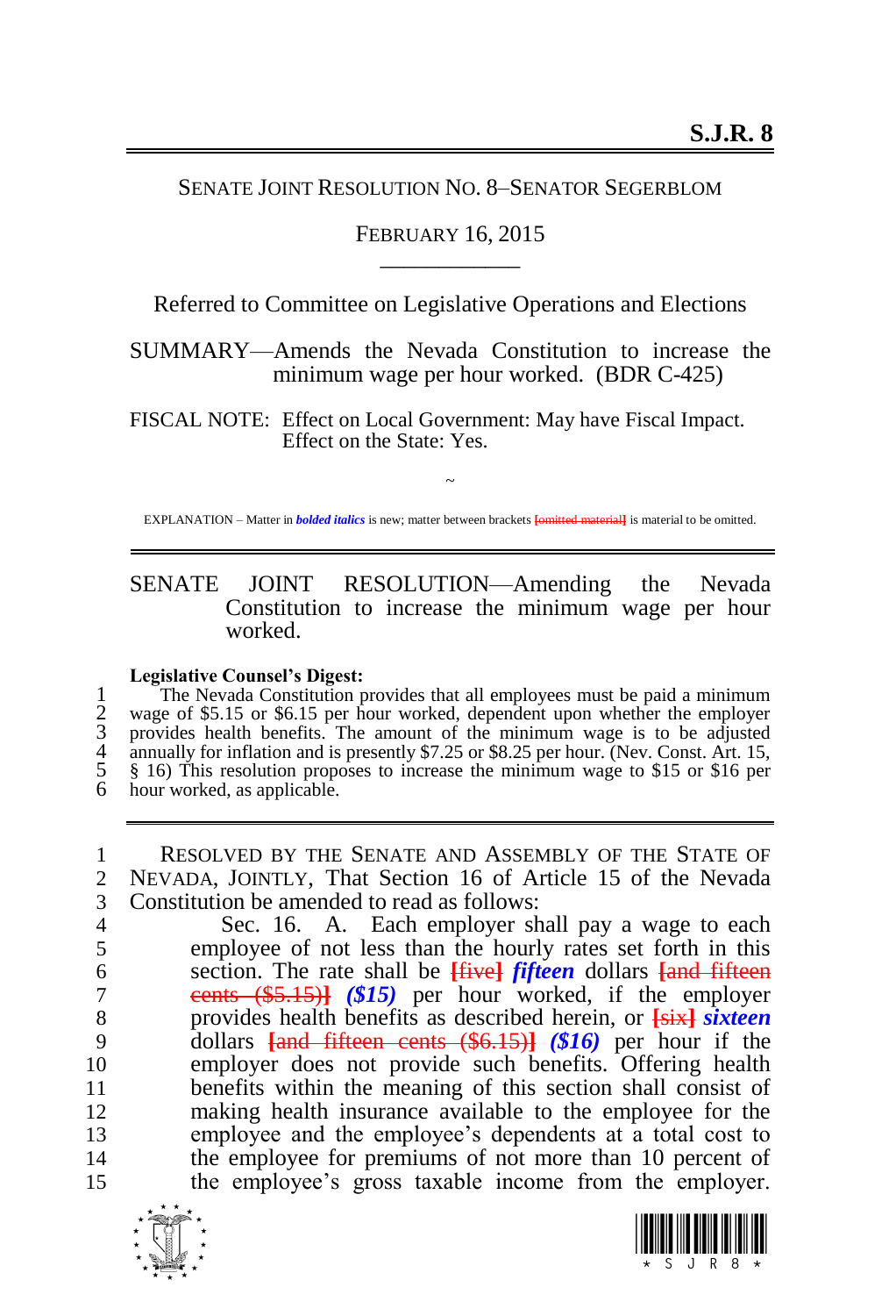# S.J.R. 8

SENATE JOINT RESOLUTION NO. 8–SENATOR SEGERBLOM

FEBRUARY 16, 2015

\_\_\_\_\_\_\_\_\_\_\_\_

Referred to Committee on Legislative Operations and Elections

SUMMARY—Amends the Nevada Constitution to increase the minimum wage per hour worked. (BDR C-425)

FISCAL NOTE: Effect on Local Government: May have Fiscal Impact.
Effect on the State: Yes.

~

EXPLANATION – Matter in ***bolded italics*** is new; matter between brackets [~~omitted material~~] is material to be omitted.

---

SENATE JOINT RESOLUTION—Amending the Nevada Constitution to increase the minimum wage per hour worked.

**Legislative Counsel's Digest:**

1 The Nevada Constitution provides that all employees must be paid a minimum
2 wage of $5.15 or $6.15 per hour worked, dependent upon whether the employer
3 provides health benefits. The amount of the minimum wage is to be adjusted
4 annually for inflation and is presently $7.25 or $8.25 per hour. (Nev. Const. Art. 15,
5 § 16) This resolution proposes to increase the minimum wage to $15 or $16 per
6 hour worked, as applicable.

---

1 RESOLVED BY THE SENATE AND ASSEMBLY OF THE STATE OF
2 NEVADA, JOINTLY, That Section 16 of Article 15 of the Nevada
3 Constitution be amended to read as follows:
4 Sec. 16. A. Each employer shall pay a wage to each
5 employee of not less than the hourly rates set forth in this
6 section. The rate shall be [~~five~~] ***fifteen*** dollars [~~and fifteen~~
7 ~~cents ($5.15)~~] ***($15)*** per hour worked, if the employer
8 provides health benefits as described herein, or [~~six~~] ***sixteen***
9 dollars [~~and fifteen cents ($6.15)~~] ***($16)*** per hour if the
10 employer does not provide such benefits. Offering health
11 benefits within the meaning of this section shall consist of
12 making health insurance available to the employee for the
13 employee and the employee's dependents at a total cost to
14 the employee for premiums of not more than 10 percent of
15 the employee's gross taxable income from the employer.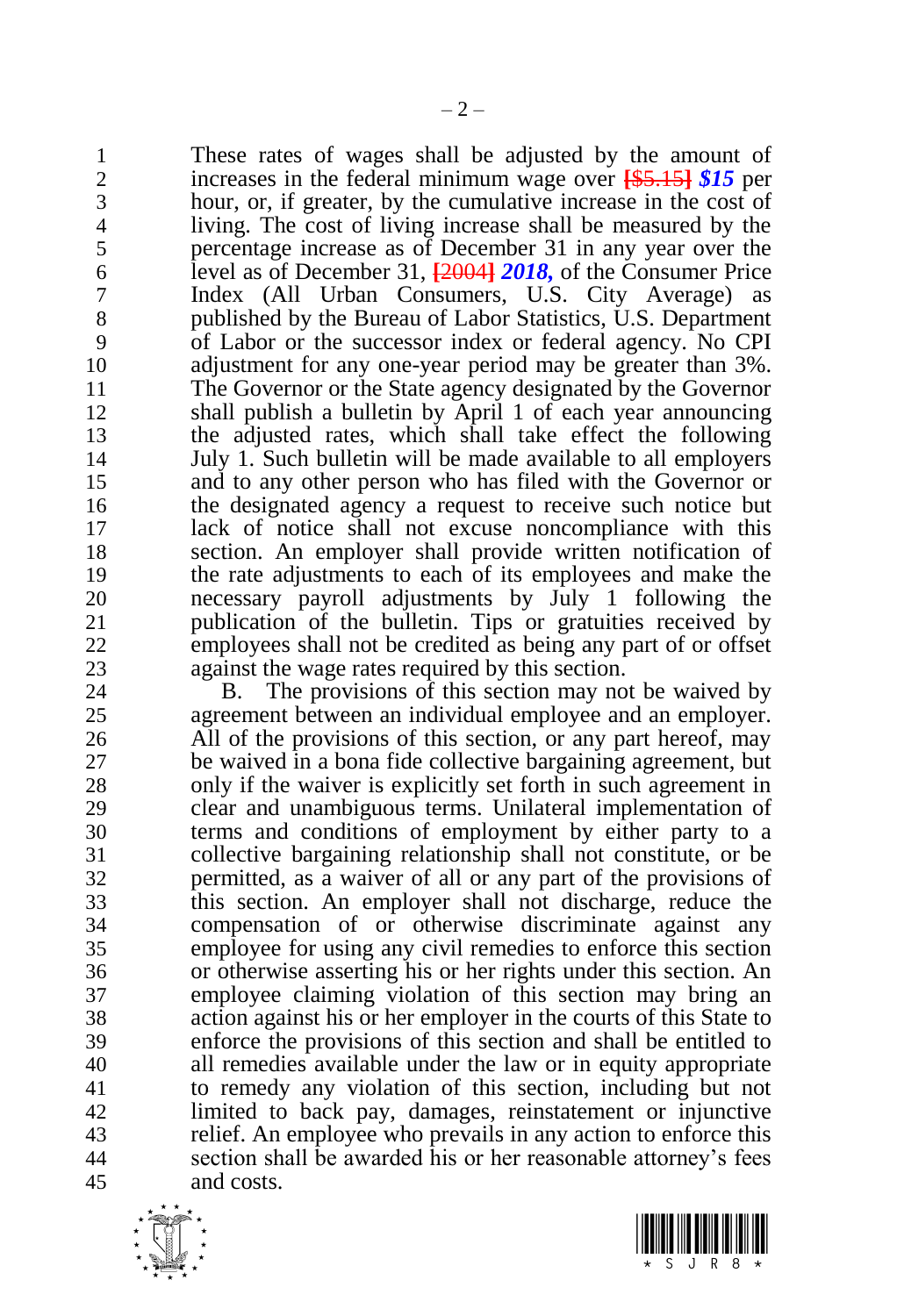These rates of wages shall be adjusted by the amount of increases in the federal minimum wage over [~~$5.15~~] ***$15*** per hour, or, if greater, by the cumulative increase in the cost of living. The cost of living increase shall be measured by the percentage increase as of December 31 in any year over the level as of December 31, [~~2004~~] ***2018,*** of the Consumer Price Index (All Urban Consumers, U.S. City Average) as published by the Bureau of Labor Statistics, U.S. Department of Labor or the successor index or federal agency. No CPI adjustment for any one-year period may be greater than 3%. The Governor or the State agency designated by the Governor shall publish a bulletin by April 1 of each year announcing the adjusted rates, which shall take effect the following July 1. Such bulletin will be made available to all employers and to any other person who has filed with the Governor or the designated agency a request to receive such notice but lack of notice shall not excuse noncompliance with this section. An employer shall provide written notification of the rate adjustments to each of its employees and make the necessary payroll adjustments by July 1 following the publication of the bulletin. Tips or gratuities received by employees shall not be credited as being any part of or offset against the wage rates required by this section.

B. The provisions of this section may not be waived by agreement between an individual employee and an employer. All of the provisions of this section, or any part hereof, may be waived in a bona fide collective bargaining agreement, but only if the waiver is explicitly set forth in such agreement in clear and unambiguous terms. Unilateral implementation of terms and conditions of employment by either party to a collective bargaining relationship shall not constitute, or be permitted, as a waiver of all or any part of the provisions of this section. An employer shall not discharge, reduce the compensation of or otherwise discriminate against any employee for using any civil remedies to enforce this section or otherwise asserting his or her rights under this section. An employee claiming violation of this section may bring an action against his or her employer in the courts of this State to enforce the provisions of this section and shall be entitled to all remedies available under the law or in equity appropriate to remedy any violation of this section, including but not limited to back pay, damages, reinstatement or injunctive relief. An employee who prevails in any action to enforce this section shall be awarded his or her reasonable attorney's fees and costs.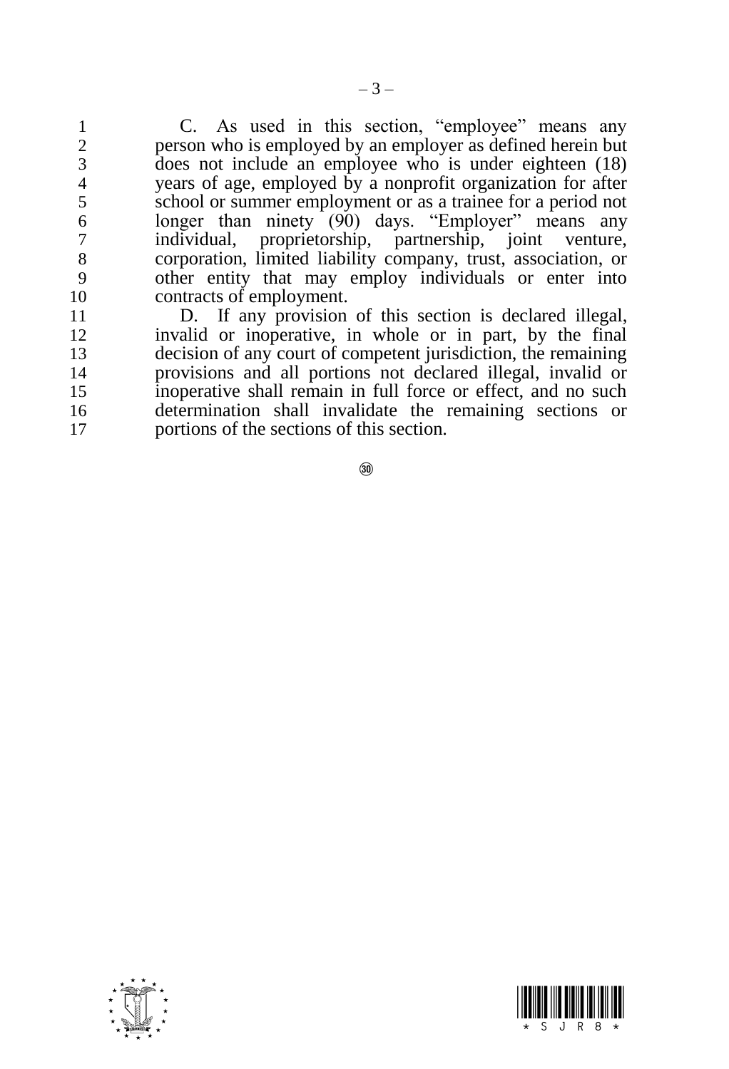C. As used in this section, "employee" means any person who is employed by an employer as defined herein but does not include an employee who is under eighteen (18) years of age, employed by a nonprofit organization for after school or summer employment or as a trainee for a period not longer than ninety (90) days. "Employer" means any individual, proprietorship, partnership, joint venture, corporation, limited liability company, trust, association, or other entity that may employ individuals or enter into contracts of employment.

D. If any provision of this section is declared illegal, invalid or inoperative, in whole or in part, by the final decision of any court of competent jurisdiction, the remaining provisions and all portions not declared illegal, invalid or inoperative shall remain in full force or effect, and no such determination shall invalidate the remaining sections or portions of the sections of this section.

⑳